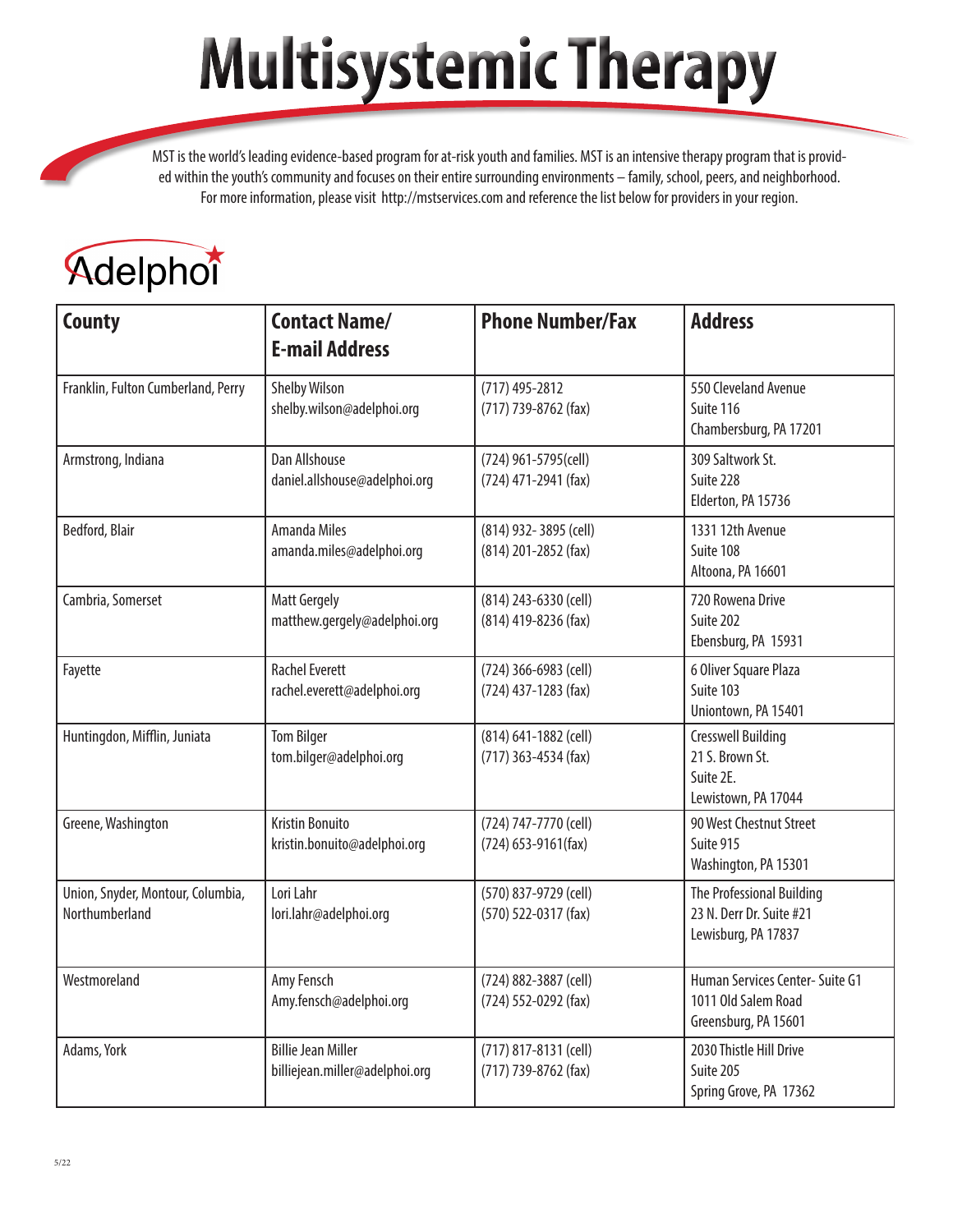# Multisystemic Therapy

MST is the world's leading evidence-based program for at-risk youth and families. MST is an intensive therapy program that is provided within the youth's community and focuses on their entire surrounding environments – family, school, peers, and neighborhood. For more information, please visit http://mstservices.com and reference the list below for providers in your region.

## Adelphoi

| County | Contact Name/ E-mail Address | Phone Number/Fax | Address |
|---|---|---|---|
| Franklin, Fulton Cumberland, Perry | Shelby Wilson<br>shelby.wilson@adelphoi.org | (717) 495-2812<br>(717) 739-8762 (fax) | 550 Cleveland Avenue<br>Suite 116<br>Chambersburg, PA 17201 |
| Armstrong, Indiana | Dan Allshouse<br>daniel.allshouse@adelphoi.org | (724) 961-5795(cell)<br>(724) 471-2941 (fax) | 309 Saltwork St.<br>Suite 228<br>Elderton, PA 15736 |
| Bedford, Blair | Amanda Miles<br>amanda.miles@adelphoi.org | (814) 932- 3895 (cell)<br>(814) 201-2852 (fax) | 1331 12th Avenue<br>Suite 108<br>Altoona, PA 16601 |
| Cambria, Somerset | Matt Gergely<br>matthew.gergely@adelphoi.org | (814) 243-6330 (cell)<br>(814) 419-8236 (fax) | 720 Rowena Drive<br>Suite 202<br>Ebensburg, PA 15931 |
| Fayette | Rachel Everett<br>rachel.everett@adelphoi.org | (724) 366-6983 (cell)<br>(724) 437-1283 (fax) | 6 Oliver Square Plaza<br>Suite 103<br>Uniontown, PA 15401 |
| Huntingdon, Mifflin, Juniata | Tom Bilger<br>tom.bilger@adelphoi.org | (814) 641-1882 (cell)<br>(717) 363-4534 (fax) | Cresswell Building<br>21 S. Brown St.<br>Suite 2E.<br>Lewistown, PA 17044 |
| Greene, Washington | Kristin Bonuito<br>kristin.bonuito@adelphoi.org | (724) 747-7770 (cell)<br>(724) 653-9161(fax) | 90 West Chestnut Street<br>Suite 915<br>Washington, PA 15301 |
| Union, Snyder, Montour, Columbia, Northumberland | Lori Lahr<br>lori.lahr@adelphoi.org | (570) 837-9729 (cell)<br>(570) 522-0317 (fax) | The Professional Building<br>23 N. Derr Dr. Suite #21<br>Lewisburg, PA 17837 |
| Westmoreland | Amy Fensch<br>Amy.fensch@adelphoi.org | (724) 882-3887 (cell)<br>(724) 552-0292 (fax) | Human Services Center- Suite G1<br>1011 Old Salem Road<br>Greensburg, PA 15601 |
| Adams, York | Billie Jean Miller<br>billiejean.miller@adelphoi.org | (717) 817-8131 (cell)<br>(717) 739-8762 (fax) | 2030 Thistle Hill Drive<br>Suite 205<br>Spring Grove, PA 17362 |

5/22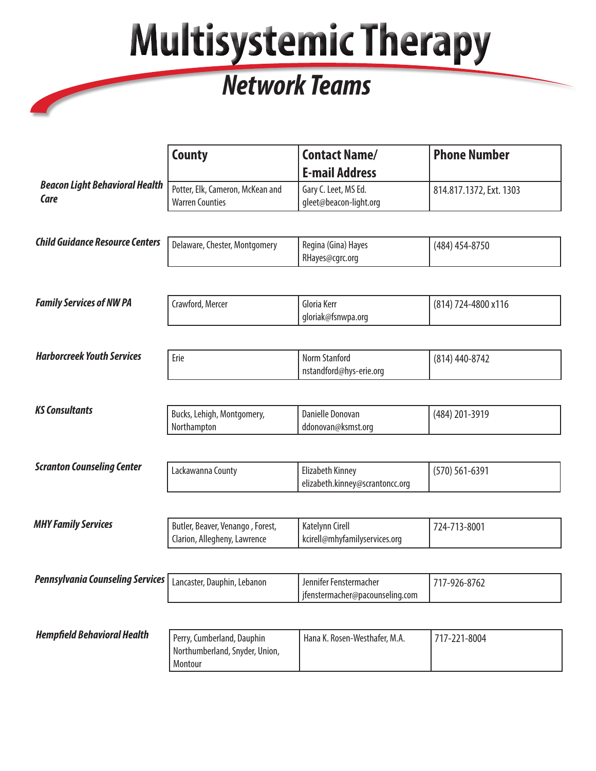# Multisystemic Therapy

## Network Teams

| | County | Contact Name/ E-mail Address | Phone Number |
|---|---|---|---|
| ***Beacon Light Behavioral Health Care*** | Potter, Elk, Cameron, McKean and Warren Counties | Gary C. Leet, MS Ed. gleet@beacon-light.org | 814.817.1372, Ext. 1303 |
| ***Child Guidance Resource Centers*** | Delaware, Chester, Montgomery | Regina (Gina) Hayes RHayes@cgrc.org | (484) 454-8750 |
| ***Family Services of NW PA*** | Crawford, Mercer | Gloria Kerr gloriak@fsnwpa.org | (814) 724-4800 x116 |
| ***Harborcreek Youth Services*** | Erie | Norm Stanford nstandford@hys-erie.org | (814) 440-8742 |
| ***KS Consultants*** | Bucks, Lehigh, Montgomery, Northampton | Danielle Donovan ddonovan@ksmst.org | (484) 201-3919 |
| ***Scranton Counseling Center*** | Lackawanna County | Elizabeth Kinney elizabeth.kinney@scrantoncc.org | (570) 561-6391 |
| ***MHY Family Services*** | Butler, Beaver, Venango , Forest, Clarion, Allegheny, Lawrence | Katelynn Cirell kcirell@mhyfamilyservices.org | 724-713-8001 |
| ***Pennsylvania Counseling Services*** | Lancaster, Dauphin, Lebanon | Jennifer Fenstermacher jfenstermacher@pacounseling.com | 717-926-8762 |
| ***Hempfield Behavioral Health*** | Perry, Cumberland, Dauphin Northumberland, Snyder, Union, Montour | Hana K. Rosen-Westhafer, M.A. | 717-221-8004 |